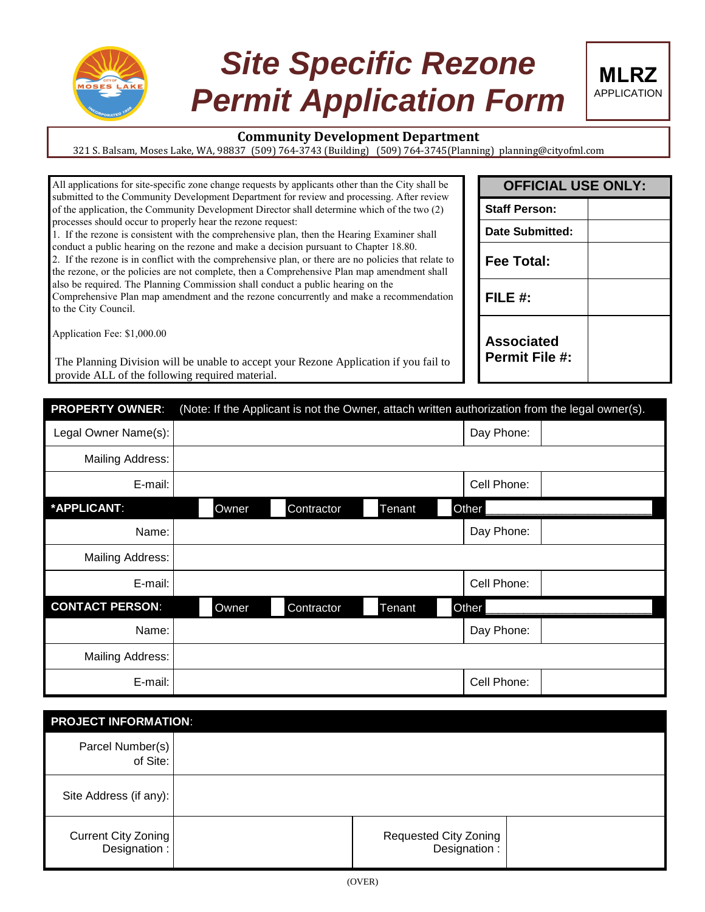# Site Specific Rezone Permit Application Form

**MLRZ**
APPLICATION

**Community Development Department**
321 S. Balsam, Moses Lake, WA, 98837 (509) 764-3743 (Building) (509) 764-3745(Planning) planning@cityofml.com

All applications for site-specific zone change requests by applicants other than the City shall be submitted to the Community Development Department for review and processing. After review of the application, the Community Development Director shall determine which of the two (2) processes should occur to properly hear the rezone request:

1. If the rezone is consistent with the comprehensive plan, then the Hearing Examiner shall conduct a public hearing on the rezone and make a decision pursuant to Chapter 18.80.
2. If the rezone is in conflict with the comprehensive plan, or there are no policies that relate to the rezone, or the policies are not complete, then a Comprehensive Plan map amendment shall also be required. The Planning Commission shall conduct a public hearing on the Comprehensive Plan map amendment and the rezone concurrently and make a recommendation to the City Council.

Application Fee: $1,000.00

The Planning Division will be unable to accept your Rezone Application if you fail to provide ALL of the following required material.

| OFFICIAL USE ONLY: | |
|---|---|
| **Staff Person:** | |
| **Date Submitted:** | |
| **Fee Total:** | |
| **FILE #:** | |
| **Associated Permit File #:** | |

| **PROPERTY OWNER**: (Note: If the Applicant is not the Owner, attach written authorization from the legal owner(s). | | | |
|---|---|---|---|
| Legal Owner Name(s): | | Day Phone: | |
| Mailing Address: | | | |
| E-mail: | | Cell Phone: | |
| **\*APPLICANT**: | ☐ Owner ☐ Contractor ☐ Tenant ☐ Other ______ | | |
| Name: | | Day Phone: | |
| Mailing Address: | | | |
| E-mail: | | Cell Phone: | |
| **CONTACT PERSON**: | ☐ Owner ☐ Contractor ☐ Tenant ☐ Other ______ | | |
| Name: | | Day Phone: | |
| Mailing Address: | | | |
| E-mail: | | Cell Phone: | |

| **PROJECT INFORMATION**: | | | |
|---|---|---|---|
| Parcel Number(s) of Site: | | | |
| Site Address (if any): | | | |
| Current City Zoning Designation : | | Requested City Zoning Designation : | |

(OVER)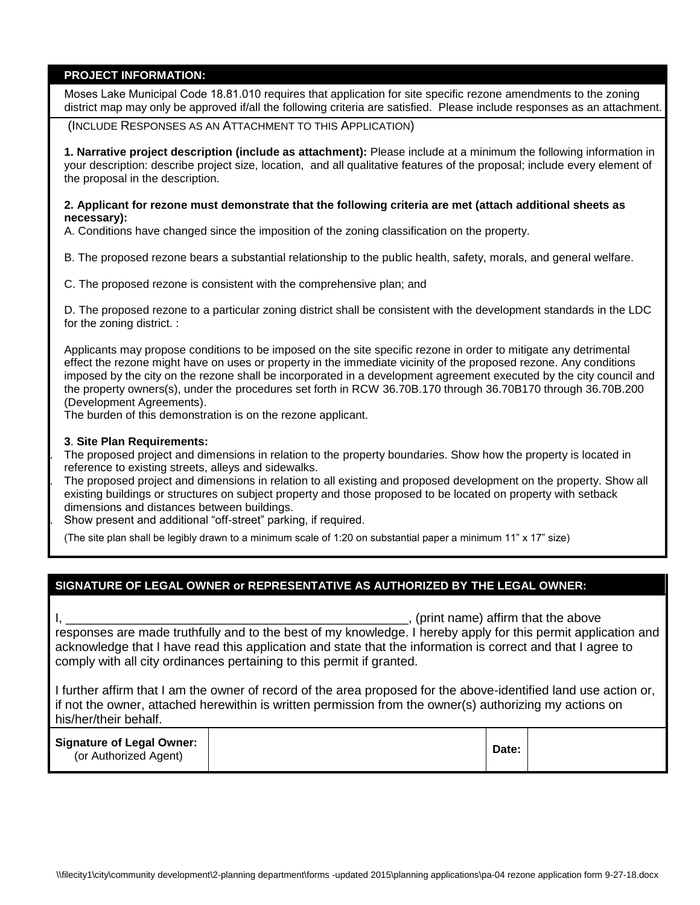## PROJECT INFORMATION:

Moses Lake Municipal Code 18.81.010 requires that application for site specific rezone amendments to the zoning district map may only be approved if/all the following criteria are satisfied. Please include responses as an attachment.

(INCLUDE RESPONSES AS AN ATTACHMENT TO THIS APPLICATION)

**1. Narrative project description (include as attachment):** Please include at a minimum the following information in your description: describe project size, location, and all qualitative features of the proposal; include every element of the proposal in the description.

**2. Applicant for rezone must demonstrate that the following criteria are met (attach additional sheets as necessary):**

A. Conditions have changed since the imposition of the zoning classification on the property.

B. The proposed rezone bears a substantial relationship to the public health, safety, morals, and general welfare.

C. The proposed rezone is consistent with the comprehensive plan; and

D. The proposed rezone to a particular zoning district shall be consistent with the development standards in the LDC for the zoning district. :

Applicants may propose conditions to be imposed on the site specific rezone in order to mitigate any detrimental effect the rezone might have on uses or property in the immediate vicinity of the proposed rezone. Any conditions imposed by the city on the rezone shall be incorporated in a development agreement executed by the city council and the property owners(s), under the procedures set forth in RCW 36.70B.170 through 36.70B170 through 36.70B.200 (Development Agreements).

The burden of this demonstration is on the rezone applicant.

**3**. **Site Plan Requirements:**

- The proposed project and dimensions in relation to the property boundaries. Show how the property is located in reference to existing streets, alleys and sidewalks.
- The proposed project and dimensions in relation to all existing and proposed development on the property. Show all existing buildings or structures on subject property and those proposed to be located on property with setback dimensions and distances between buildings.
- Show present and additional "off-street" parking, if required.

(The site plan shall be legibly drawn to a minimum scale of 1:20 on substantial paper a minimum 11" x 17" size)

## SIGNATURE OF LEGAL OWNER or REPRESENTATIVE AS AUTHORIZED BY THE LEGAL OWNER:

I, __________________________________________________, (print name) affirm that the above responses are made truthfully and to the best of my knowledge. I hereby apply for this permit application and acknowledge that I have read this application and state that the information is correct and that I agree to comply with all city ordinances pertaining to this permit if granted.

I further affirm that I am the owner of record of the area proposed for the above-identified land use action or, if not the owner, attached herewithin is written permission from the owner(s) authorizing my actions on his/her/their behalf.

| | | | |
|---|---|---|---|
| **Signature of Legal Owner:** (or Authorized Agent) | | **Date:** | |

\\filecity1\city\community development\2-planning department\forms -updated 2015\planning applications\pa-04 rezone application form 9-27-18.docx